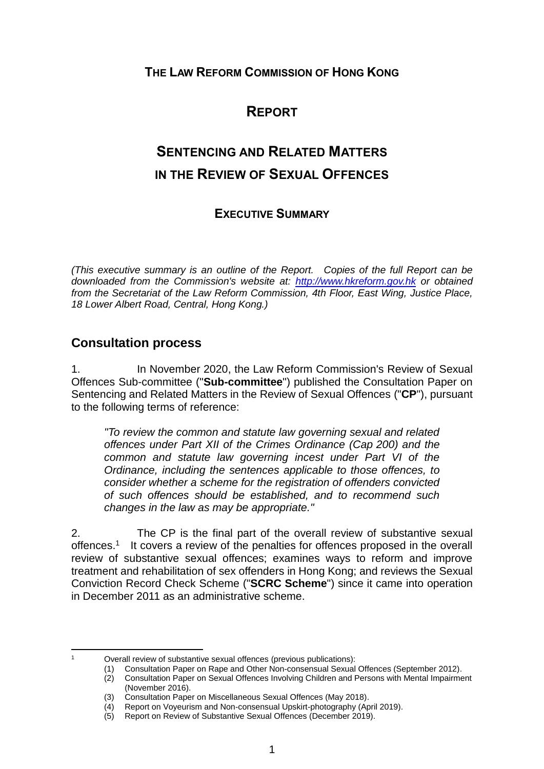# THE LAW REFORM COMMISSION OF HONG KONG

## REPORT

## SENTENCING AND RELATED MATTERS IN THE REVIEW OF SEXUAL OFFENCES

### EXECUTIVE SUMMARY

*(This executive summary is an outline of the Report. Copies of the full Report can be downloaded from the Commission's website at: [http://www.hkreform.gov.hk](http://www.hkreform.gov.hk) or obtained from the Secretariat of the Law Reform Commission, 4th Floor, East Wing, Justice Place, 18 Lower Albert Road, Central, Hong Kong.)*

## Consultation process

1. In November 2020, the Law Reform Commission's Review of Sexual Offences Sub-committee ("**Sub-committee**") published the Consultation Paper on Sentencing and Related Matters in the Review of Sexual Offences ("**CP**"), pursuant to the following terms of reference:

> *"To review the common and statute law governing sexual and related offences under Part XII of the Crimes Ordinance (Cap 200) and the common and statute law governing incest under Part VI of the Ordinance, including the sentences applicable to those offences, to consider whether a scheme for the registration of offenders convicted of such offences should be established, and to recommend such changes in the law as may be appropriate."*

2. The CP is the final part of the overall review of substantive sexual offences.[1] It covers a review of the penalties for offences proposed in the overall review of substantive sexual offences; examines ways to reform and improve treatment and rehabilitation of sex offenders in Hong Kong; and reviews the Sexual Conviction Record Check Scheme ("**SCRC Scheme**") since it came into operation in December 2011 as an administrative scheme.

---

[1] Overall review of substantive sexual offences (previous publications):
(1) Consultation Paper on Rape and Other Non-consensual Sexual Offences (September 2012).
(2) Consultation Paper on Sexual Offences Involving Children and Persons with Mental Impairment (November 2016).
(3) Consultation Paper on Miscellaneous Sexual Offences (May 2018).
(4) Report on Voyeurism and Non-consensual Upskirt-photography (April 2019).
(5) Report on Review of Substantive Sexual Offences (December 2019).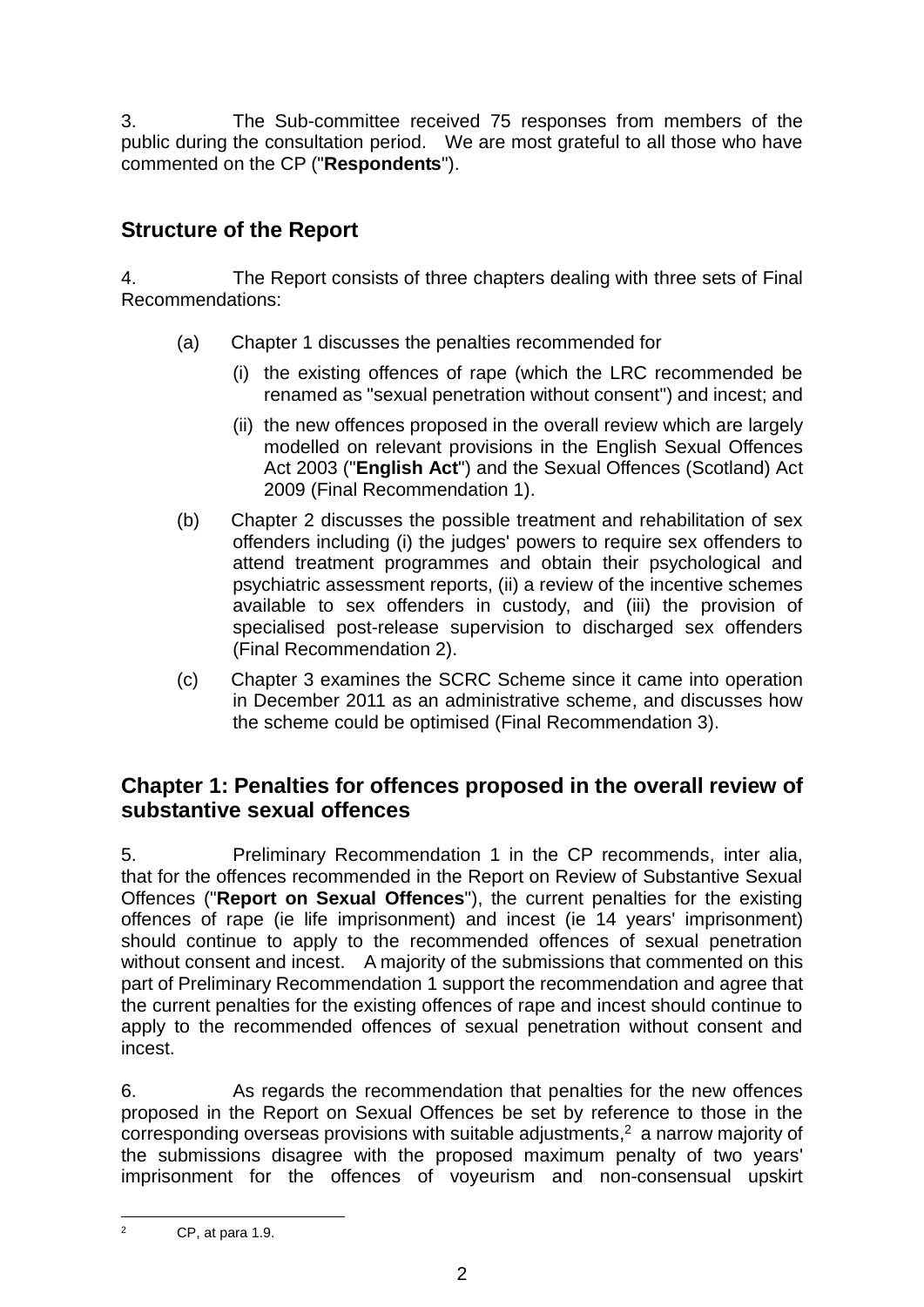3. The Sub-committee received 75 responses from members of the public during the consultation period. We are most grateful to all those who have commented on the CP ("**Respondents**").

## Structure of the Report

4. The Report consists of three chapters dealing with three sets of Final Recommendations:

(a) Chapter 1 discusses the penalties recommended for

(i) the existing offences of rape (which the LRC recommended be renamed as "sexual penetration without consent") and incest; and

(ii) the new offences proposed in the overall review which are largely modelled on relevant provisions in the English Sexual Offences Act 2003 ("**English Act**") and the Sexual Offences (Scotland) Act 2009 (Final Recommendation 1).

(b) Chapter 2 discusses the possible treatment and rehabilitation of sex offenders including (i) the judges' powers to require sex offenders to attend treatment programmes and obtain their psychological and psychiatric assessment reports, (ii) a review of the incentive schemes available to sex offenders in custody, and (iii) the provision of specialised post-release supervision to discharged sex offenders (Final Recommendation 2).

(c) Chapter 3 examines the SCRC Scheme since it came into operation in December 2011 as an administrative scheme, and discusses how the scheme could be optimised (Final Recommendation 3).

## Chapter 1: Penalties for offences proposed in the overall review of substantive sexual offences

5. Preliminary Recommendation 1 in the CP recommends, inter alia, that for the offences recommended in the Report on Review of Substantive Sexual Offences ("**Report on Sexual Offences**"), the current penalties for the existing offences of rape (ie life imprisonment) and incest (ie 14 years' imprisonment) should continue to apply to the recommended offences of sexual penetration without consent and incest. A majority of the submissions that commented on this part of Preliminary Recommendation 1 support the recommendation and agree that the current penalties for the existing offences of rape and incest should continue to apply to the recommended offences of sexual penetration without consent and incest.

6. As regards the recommendation that penalties for the new offences proposed in the Report on Sexual Offences be set by reference to those in the corresponding overseas provisions with suitable adjustments,[2] a narrow majority of the submissions disagree with the proposed maximum penalty of two years' imprisonment for the offences of voyeurism and non-consensual upskirt

---

[2] CP, at para 1.9.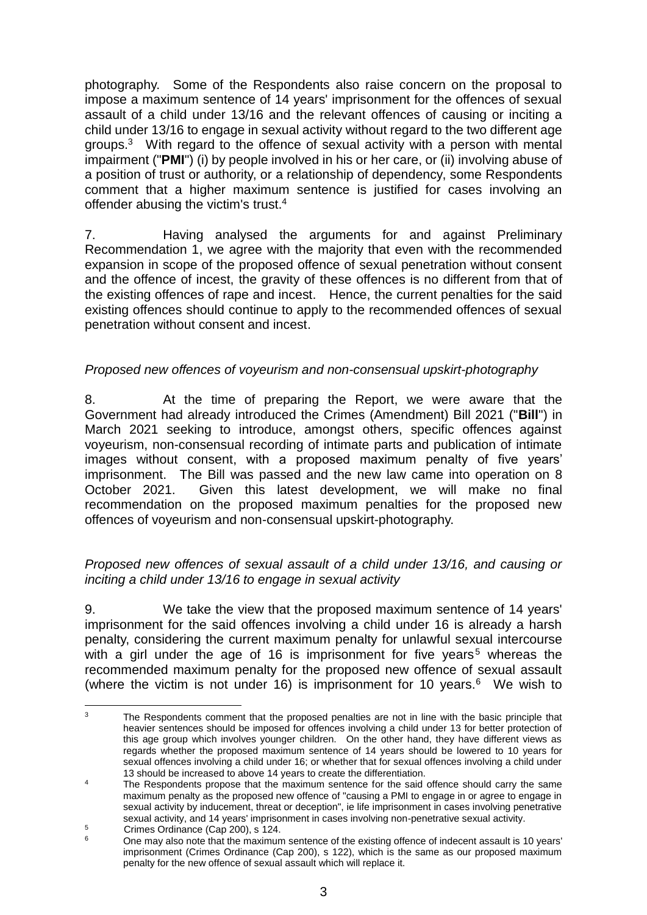photography. Some of the Respondents also raise concern on the proposal to impose a maximum sentence of 14 years' imprisonment for the offences of sexual assault of a child under 13/16 and the relevant offences of causing or inciting a child under 13/16 to engage in sexual activity without regard to the two different age groups.[3] With regard to the offence of sexual activity with a person with mental impairment ("**PMI**") (i) by people involved in his or her care, or (ii) involving abuse of a position of trust or authority, or a relationship of dependency, some Respondents comment that a higher maximum sentence is justified for cases involving an offender abusing the victim's trust.[4]

7. Having analysed the arguments for and against Preliminary Recommendation 1, we agree with the majority that even with the recommended expansion in scope of the proposed offence of sexual penetration without consent and the offence of incest, the gravity of these offences is no different from that of the existing offences of rape and incest. Hence, the current penalties for the said existing offences should continue to apply to the recommended offences of sexual penetration without consent and incest.

*Proposed new offences of voyeurism and non-consensual upskirt-photography*

8. At the time of preparing the Report, we were aware that the Government had already introduced the Crimes (Amendment) Bill 2021 ("**Bill**") in March 2021 seeking to introduce, amongst others, specific offences against voyeurism, non-consensual recording of intimate parts and publication of intimate images without consent, with a proposed maximum penalty of five years' imprisonment. The Bill was passed and the new law came into operation on 8 October 2021. Given this latest development, we will make no final recommendation on the proposed maximum penalties for the proposed new offences of voyeurism and non-consensual upskirt-photography.

*Proposed new offences of sexual assault of a child under 13/16, and causing or inciting a child under 13/16 to engage in sexual activity*

9. We take the view that the proposed maximum sentence of 14 years' imprisonment for the said offences involving a child under 16 is already a harsh penalty, considering the current maximum penalty for unlawful sexual intercourse with a girl under the age of 16 is imprisonment for five years[5] whereas the recommended maximum penalty for the proposed new offence of sexual assault (where the victim is not under 16) is imprisonment for 10 years.[6] We wish to

---

[3] The Respondents comment that the proposed penalties are not in line with the basic principle that heavier sentences should be imposed for offences involving a child under 13 for better protection of this age group which involves younger children. On the other hand, they have different views as regards whether the proposed maximum sentence of 14 years should be lowered to 10 years for sexual offences involving a child under 16; or whether that for sexual offences involving a child under 13 should be increased to above 14 years to create the differentiation.

[4] The Respondents propose that the maximum sentence for the said offence should carry the same maximum penalty as the proposed new offence of "causing a PMI to engage in or agree to engage in sexual activity by inducement, threat or deception", ie life imprisonment in cases involving penetrative sexual activity, and 14 years' imprisonment in cases involving non-penetrative sexual activity.

[5] Crimes Ordinance (Cap 200), s 124.

[6] One may also note that the maximum sentence of the existing offence of indecent assault is 10 years' imprisonment (Crimes Ordinance (Cap 200), s 122), which is the same as our proposed maximum penalty for the new offence of sexual assault which will replace it.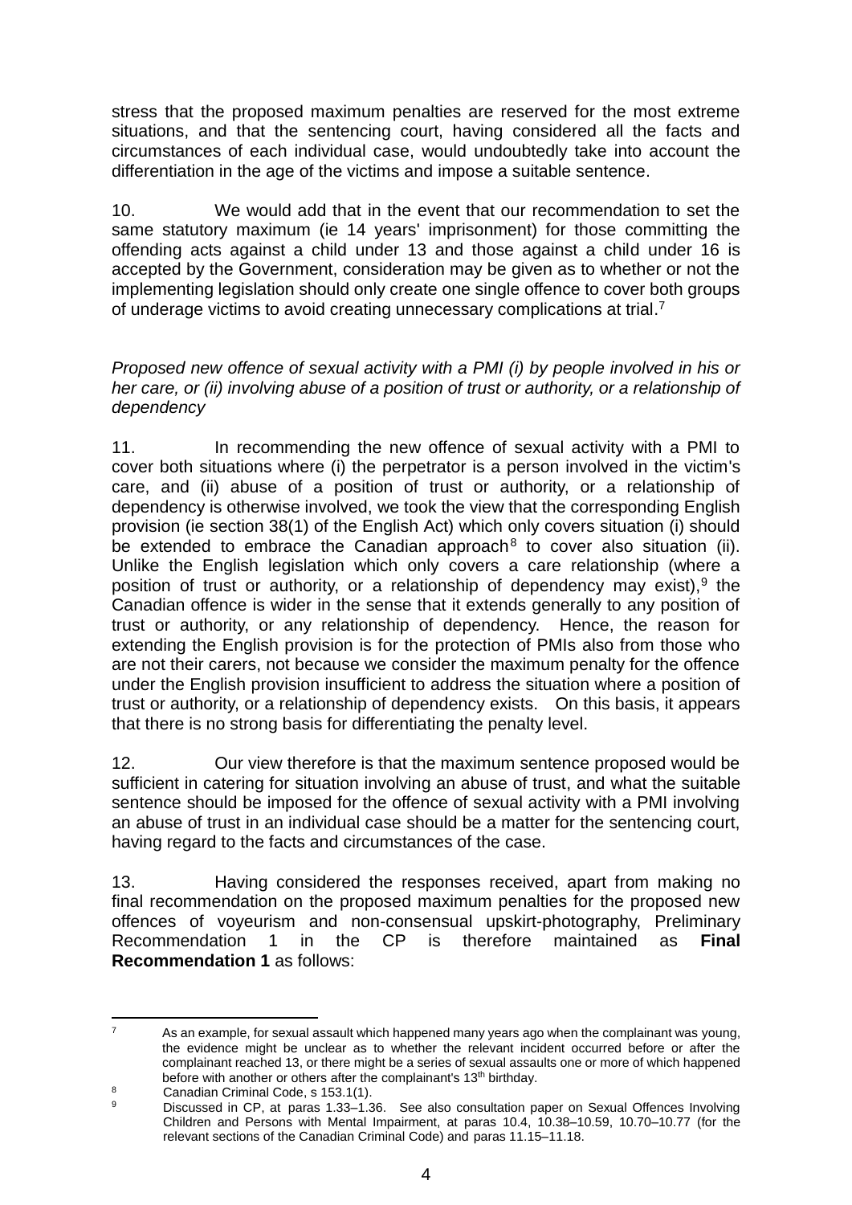stress that the proposed maximum penalties are reserved for the most extreme situations, and that the sentencing court, having considered all the facts and circumstances of each individual case, would undoubtedly take into account the differentiation in the age of the victims and impose a suitable sentence.

10. We would add that in the event that our recommendation to set the same statutory maximum (ie 14 years' imprisonment) for those committing the offending acts against a child under 13 and those against a child under 16 is accepted by the Government, consideration may be given as to whether or not the implementing legislation should only create one single offence to cover both groups of underage victims to avoid creating unnecessary complications at trial.[7]

*Proposed new offence of sexual activity with a PMI (i) by people involved in his or her care, or (ii) involving abuse of a position of trust or authority, or a relationship of dependency*

11. In recommending the new offence of sexual activity with a PMI to cover both situations where (i) the perpetrator is a person involved in the victim's care, and (ii) abuse of a position of trust or authority, or a relationship of dependency is otherwise involved, we took the view that the corresponding English provision (ie section 38(1) of the English Act) which only covers situation (i) should be extended to embrace the Canadian approach[8] to cover also situation (ii). Unlike the English legislation which only covers a care relationship (where a position of trust or authority, or a relationship of dependency may exist),[9] the Canadian offence is wider in the sense that it extends generally to any position of trust or authority, or any relationship of dependency. Hence, the reason for extending the English provision is for the protection of PMIs also from those who are not their carers, not because we consider the maximum penalty for the offence under the English provision insufficient to address the situation where a position of trust or authority, or a relationship of dependency exists. On this basis, it appears that there is no strong basis for differentiating the penalty level.

12. Our view therefore is that the maximum sentence proposed would be sufficient in catering for situation involving an abuse of trust, and what the suitable sentence should be imposed for the offence of sexual activity with a PMI involving an abuse of trust in an individual case should be a matter for the sentencing court, having regard to the facts and circumstances of the case.

13. Having considered the responses received, apart from making no final recommendation on the proposed maximum penalties for the proposed new offences of voyeurism and non-consensual upskirt-photography, Preliminary Recommendation 1 in the CP is therefore maintained as **Final Recommendation 1** as follows:

---

[7] As an example, for sexual assault which happened many years ago when the complainant was young, the evidence might be unclear as to whether the relevant incident occurred before or after the complainant reached 13, or there might be a series of sexual assaults one or more of which happened before with another or others after the complainant's 13th birthday.

[8] Canadian Criminal Code, s 153.1(1).

[9] Discussed in CP, at paras 1.33–1.36. See also consultation paper on Sexual Offences Involving Children and Persons with Mental Impairment, at paras 10.4, 10.38–10.59, 10.70–10.77 (for the relevant sections of the Canadian Criminal Code) and paras 11.15–11.18.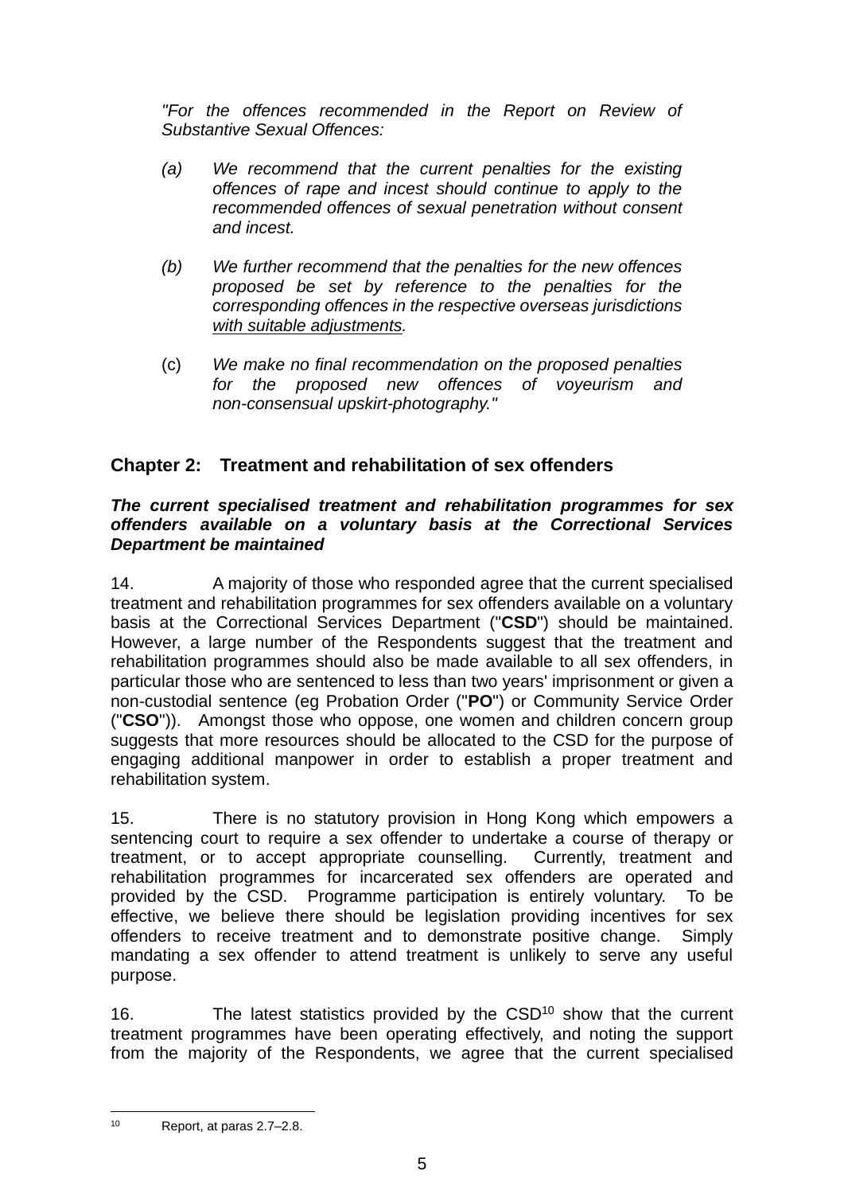*"For the offences recommended in the Report on Review of Substantive Sexual Offences:*

*(a) We recommend that the current penalties for the existing offences of rape and incest should continue to apply to the recommended offences of sexual penetration without consent and incest.*

*(b) We further recommend that the penalties for the new offences proposed be set by reference to the penalties for the corresponding offences in the respective overseas jurisdictions <u>with suitable adjustments</u>.*

(c) *We make no final recommendation on the proposed penalties for the proposed new offences of voyeurism and non-consensual upskirt-photography."*

## Chapter 2: Treatment and rehabilitation of sex offenders

***The current specialised treatment and rehabilitation programmes for sex offenders available on a voluntary basis at the Correctional Services Department be maintained***

14. A majority of those who responded agree that the current specialised treatment and rehabilitation programmes for sex offenders available on a voluntary basis at the Correctional Services Department ("**CSD**") should be maintained. However, a large number of the Respondents suggest that the treatment and rehabilitation programmes should also be made available to all sex offenders, in particular those who are sentenced to less than two years' imprisonment or given a non-custodial sentence (eg Probation Order ("**PO**") or Community Service Order ("**CSO**")). Amongst those who oppose, one women and children concern group suggests that more resources should be allocated to the CSD for the purpose of engaging additional manpower in order to establish a proper treatment and rehabilitation system.

15. There is no statutory provision in Hong Kong which empowers a sentencing court to require a sex offender to undertake a course of therapy or treatment, or to accept appropriate counselling. Currently, treatment and rehabilitation programmes for incarcerated sex offenders are operated and provided by the CSD. Programme participation is entirely voluntary. To be effective, we believe there should be legislation providing incentives for sex offenders to receive treatment and to demonstrate positive change. Simply mandating a sex offender to attend treatment is unlikely to serve any useful purpose.

16. The latest statistics provided by the CSD[10] show that the current treatment programmes have been operating effectively, and noting the support from the majority of the Respondents, we agree that the current specialised

---

[10] Report, at paras 2.7–2.8.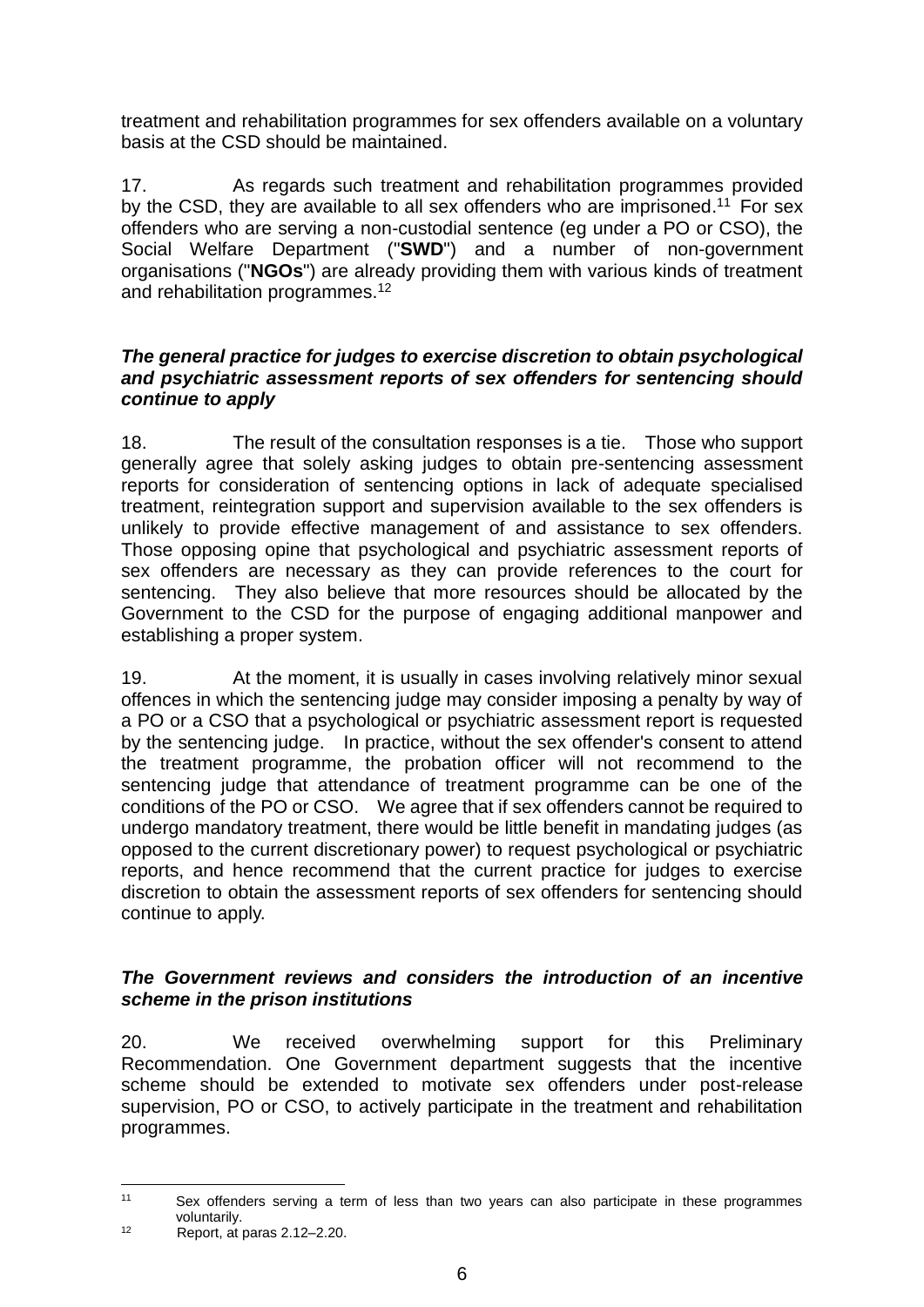treatment and rehabilitation programmes for sex offenders available on a voluntary basis at the CSD should be maintained.

17. As regards such treatment and rehabilitation programmes provided by the CSD, they are available to all sex offenders who are imprisoned.[11] For sex offenders who are serving a non-custodial sentence (eg under a PO or CSO), the Social Welfare Department ("**SWD**") and a number of non-government organisations ("**NGOs**") are already providing them with various kinds of treatment and rehabilitation programmes.[12]

***The general practice for judges to exercise discretion to obtain psychological and psychiatric assessment reports of sex offenders for sentencing should continue to apply***

18. The result of the consultation responses is a tie. Those who support generally agree that solely asking judges to obtain pre-sentencing assessment reports for consideration of sentencing options in lack of adequate specialised treatment, reintegration support and supervision available to the sex offenders is unlikely to provide effective management of and assistance to sex offenders. Those opposing opine that psychological and psychiatric assessment reports of sex offenders are necessary as they can provide references to the court for sentencing. They also believe that more resources should be allocated by the Government to the CSD for the purpose of engaging additional manpower and establishing a proper system.

19. At the moment, it is usually in cases involving relatively minor sexual offences in which the sentencing judge may consider imposing a penalty by way of a PO or a CSO that a psychological or psychiatric assessment report is requested by the sentencing judge. In practice, without the sex offender's consent to attend the treatment programme, the probation officer will not recommend to the sentencing judge that attendance of treatment programme can be one of the conditions of the PO or CSO. We agree that if sex offenders cannot be required to undergo mandatory treatment, there would be little benefit in mandating judges (as opposed to the current discretionary power) to request psychological or psychiatric reports, and hence recommend that the current practice for judges to exercise discretion to obtain the assessment reports of sex offenders for sentencing should continue to apply.

***The Government reviews and considers the introduction of an incentive scheme in the prison institutions***

20. We received overwhelming support for this Preliminary Recommendation. One Government department suggests that the incentive scheme should be extended to motivate sex offenders under post-release supervision, PO or CSO, to actively participate in the treatment and rehabilitation programmes.

---

[11] Sex offenders serving a term of less than two years can also participate in these programmes voluntarily.

[12] Report, at paras 2.12–2.20.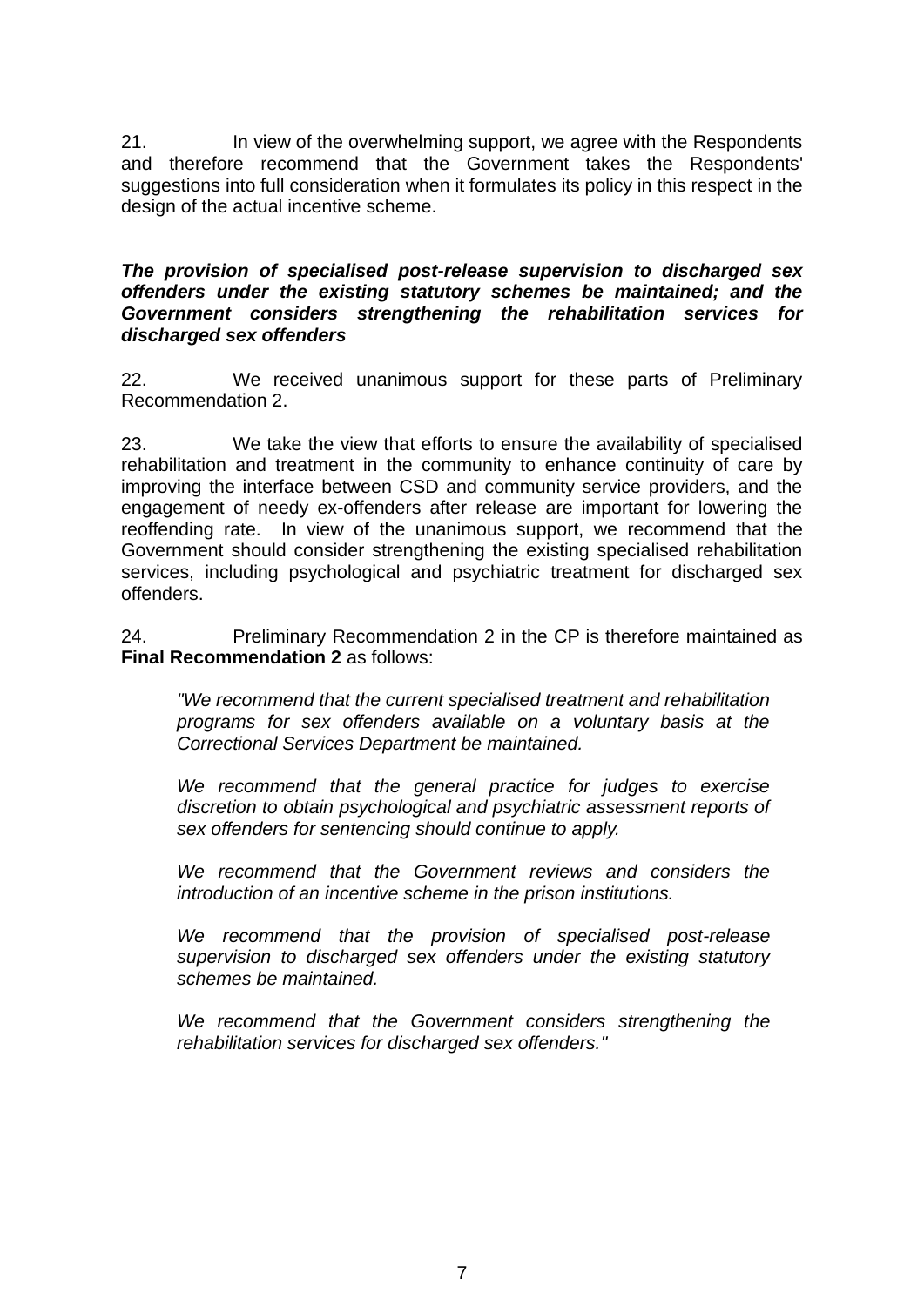21. In view of the overwhelming support, we agree with the Respondents and therefore recommend that the Government takes the Respondents' suggestions into full consideration when it formulates its policy in this respect in the design of the actual incentive scheme.

***The provision of specialised post-release supervision to discharged sex offenders under the existing statutory schemes be maintained; and the Government considers strengthening the rehabilitation services for discharged sex offenders***

22. We received unanimous support for these parts of Preliminary Recommendation 2.

23. We take the view that efforts to ensure the availability of specialised rehabilitation and treatment in the community to enhance continuity of care by improving the interface between CSD and community service providers, and the engagement of needy ex-offenders after release are important for lowering the reoffending rate. In view of the unanimous support, we recommend that the Government should consider strengthening the existing specialised rehabilitation services, including psychological and psychiatric treatment for discharged sex offenders.

24. Preliminary Recommendation 2 in the CP is therefore maintained as **Final Recommendation 2** as follows:

> *"We recommend that the current specialised treatment and rehabilitation programs for sex offenders available on a voluntary basis at the Correctional Services Department be maintained.*
>
> *We recommend that the general practice for judges to exercise discretion to obtain psychological and psychiatric assessment reports of sex offenders for sentencing should continue to apply.*
>
> *We recommend that the Government reviews and considers the introduction of an incentive scheme in the prison institutions.*
>
> *We recommend that the provision of specialised post-release supervision to discharged sex offenders under the existing statutory schemes be maintained.*
>
> *We recommend that the Government considers strengthening the rehabilitation services for discharged sex offenders."*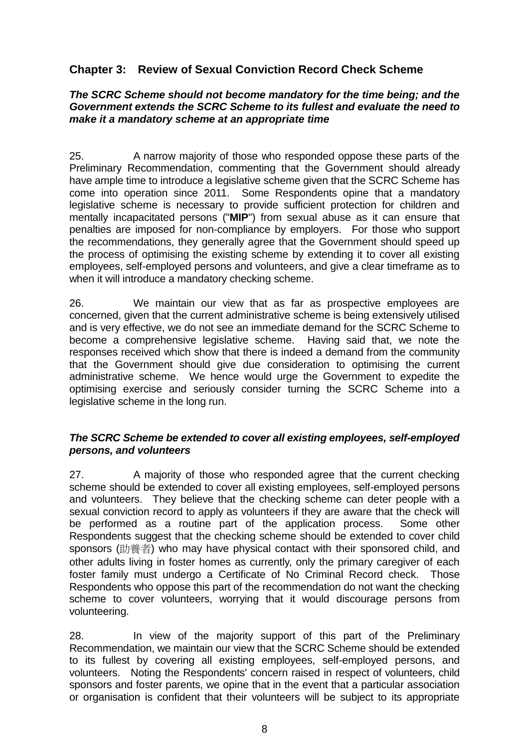## Chapter 3: Review of Sexual Conviction Record Check Scheme

***The SCRC Scheme should not become mandatory for the time being; and the Government extends the SCRC Scheme to its fullest and evaluate the need to make it a mandatory scheme at an appropriate time***

25. A narrow majority of those who responded oppose these parts of the Preliminary Recommendation, commenting that the Government should already have ample time to introduce a legislative scheme given that the SCRC Scheme has come into operation since 2011. Some Respondents opine that a mandatory legislative scheme is necessary to provide sufficient protection for children and mentally incapacitated persons ("**MIP**") from sexual abuse as it can ensure that penalties are imposed for non-compliance by employers. For those who support the recommendations, they generally agree that the Government should speed up the process of optimising the existing scheme by extending it to cover all existing employees, self-employed persons and volunteers, and give a clear timeframe as to when it will introduce a mandatory checking scheme.

26. We maintain our view that as far as prospective employees are concerned, given that the current administrative scheme is being extensively utilised and is very effective, we do not see an immediate demand for the SCRC Scheme to become a comprehensive legislative scheme. Having said that, we note the responses received which show that there is indeed a demand from the community that the Government should give due consideration to optimising the current administrative scheme. We hence would urge the Government to expedite the optimising exercise and seriously consider turning the SCRC Scheme into a legislative scheme in the long run.

***The SCRC Scheme be extended to cover all existing employees, self-employed persons, and volunteers***

27. A majority of those who responded agree that the current checking scheme should be extended to cover all existing employees, self-employed persons and volunteers. They believe that the checking scheme can deter people with a sexual conviction record to apply as volunteers if they are aware that the check will be performed as a routine part of the application process. Some other Respondents suggest that the checking scheme should be extended to cover child sponsors (助養者) who may have physical contact with their sponsored child, and other adults living in foster homes as currently, only the primary caregiver of each foster family must undergo a Certificate of No Criminal Record check. Those Respondents who oppose this part of the recommendation do not want the checking scheme to cover volunteers, worrying that it would discourage persons from volunteering.

28. In view of the majority support of this part of the Preliminary Recommendation, we maintain our view that the SCRC Scheme should be extended to its fullest by covering all existing employees, self-employed persons, and volunteers. Noting the Respondents' concern raised in respect of volunteers, child sponsors and foster parents, we opine that in the event that a particular association or organisation is confident that their volunteers will be subject to its appropriate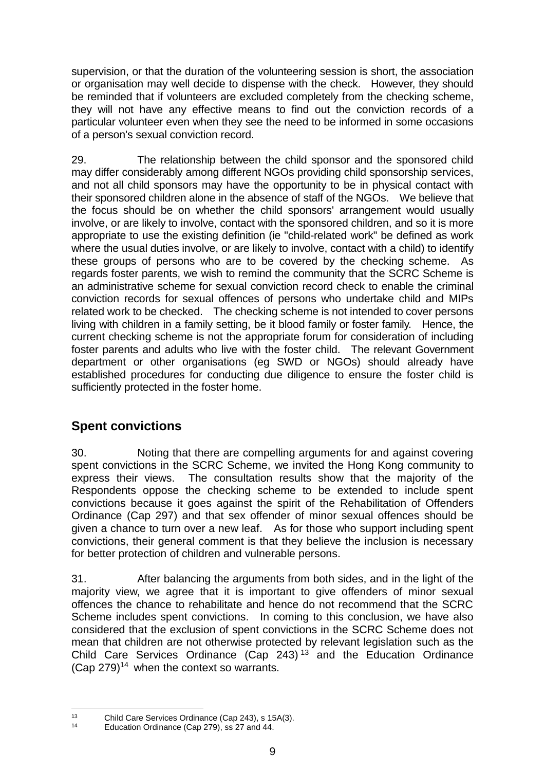supervision, or that the duration of the volunteering session is short, the association or organisation may well decide to dispense with the check. However, they should be reminded that if volunteers are excluded completely from the checking scheme, they will not have any effective means to find out the conviction records of a particular volunteer even when they see the need to be informed in some occasions of a person's sexual conviction record.

29. The relationship between the child sponsor and the sponsored child may differ considerably among different NGOs providing child sponsorship services, and not all child sponsors may have the opportunity to be in physical contact with their sponsored children alone in the absence of staff of the NGOs. We believe that the focus should be on whether the child sponsors' arrangement would usually involve, or are likely to involve, contact with the sponsored children, and so it is more appropriate to use the existing definition (ie "child-related work" be defined as work where the usual duties involve, or are likely to involve, contact with a child) to identify these groups of persons who are to be covered by the checking scheme. As regards foster parents, we wish to remind the community that the SCRC Scheme is an administrative scheme for sexual conviction record check to enable the criminal conviction records for sexual offences of persons who undertake child and MIPs related work to be checked. The checking scheme is not intended to cover persons living with children in a family setting, be it blood family or foster family. Hence, the current checking scheme is not the appropriate forum for consideration of including foster parents and adults who live with the foster child. The relevant Government department or other organisations (eg SWD or NGOs) should already have established procedures for conducting due diligence to ensure the foster child is sufficiently protected in the foster home.

## Spent convictions

30. Noting that there are compelling arguments for and against covering spent convictions in the SCRC Scheme, we invited the Hong Kong community to express their views. The consultation results show that the majority of the Respondents oppose the checking scheme to be extended to include spent convictions because it goes against the spirit of the Rehabilitation of Offenders Ordinance (Cap 297) and that sex offender of minor sexual offences should be given a chance to turn over a new leaf. As for those who support including spent convictions, their general comment is that they believe the inclusion is necessary for better protection of children and vulnerable persons.

31. After balancing the arguments from both sides, and in the light of the majority view, we agree that it is important to give offenders of minor sexual offences the chance to rehabilitate and hence do not recommend that the SCRC Scheme includes spent convictions. In coming to this conclusion, we have also considered that the exclusion of spent convictions in the SCRC Scheme does not mean that children are not otherwise protected by relevant legislation such as the Child Care Services Ordinance (Cap 243)[13] and the Education Ordinance (Cap 279)[14] when the context so warrants.

---

[13] Child Care Services Ordinance (Cap 243), s 15A(3).

[14] Education Ordinance (Cap 279), ss 27 and 44.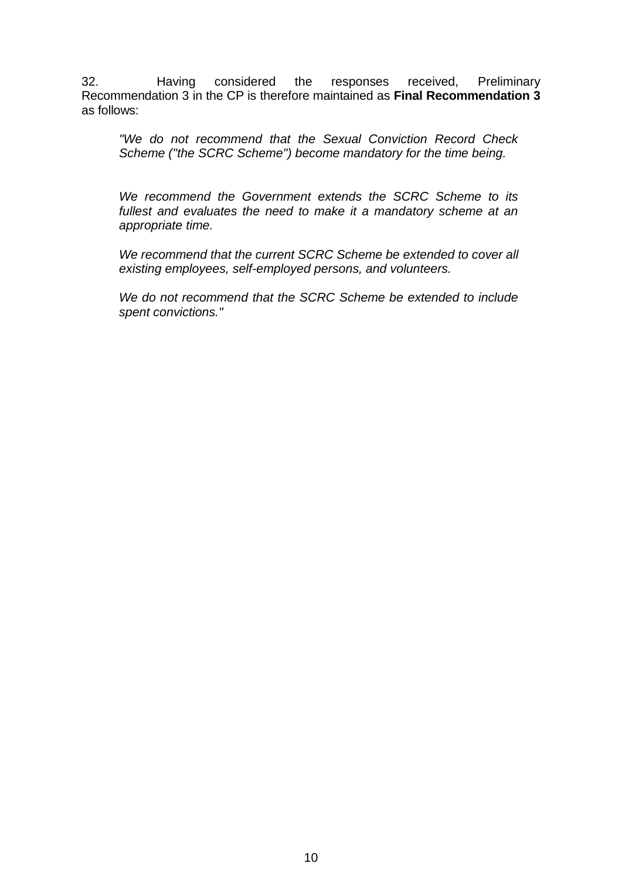32. Having considered the responses received, Preliminary Recommendation 3 in the CP is therefore maintained as **Final Recommendation 3** as follows:

> *"We do not recommend that the Sexual Conviction Record Check Scheme ("the SCRC Scheme") become mandatory for the time being.*
>
> *We recommend the Government extends the SCRC Scheme to its fullest and evaluates the need to make it a mandatory scheme at an appropriate time.*
>
> *We recommend that the current SCRC Scheme be extended to cover all existing employees, self-employed persons, and volunteers.*
>
> *We do not recommend that the SCRC Scheme be extended to include spent convictions."*